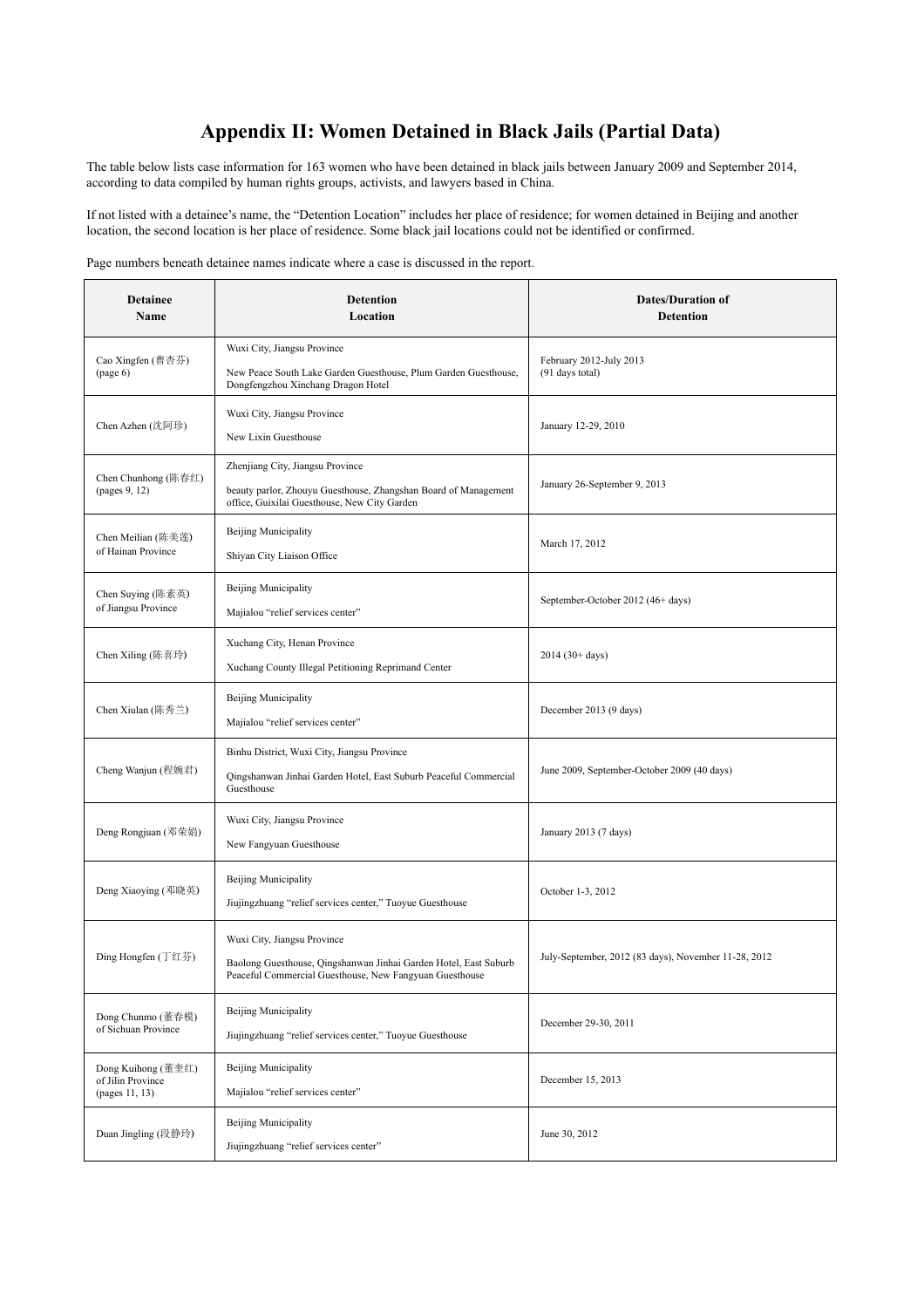# Appendix II: Women Detained in Black Jails (Partial Data)

The table below lists case information for 163 women who have been detained in black jails between January 2009 and September 2014, according to data compiled by human rights groups, activists, and lawyers based in China.

If not listed with a detainee's name, the "Detention Location" includes her place of residence; for women detained in Beijing and another location, the second location is her place of residence. Some black jail locations could not be identified or confirmed.

Page numbers beneath detainee names indicate where a case is discussed in the report.

| Detainee Name | Detention Location | Dates/Duration of Detention |
|---|---|---|
| Cao Xingfen (曹杏芬) (page 6) | Wuxi City, Jiangsu Province<br><br>New Peace South Lake Garden Guesthouse, Plum Garden Guesthouse, Dongfengzhou Xinchang Dragon Hotel | February 2012-July 2013 (91 days total) |
| Chen Azhen (沈阿珍) | Wuxi City, Jiangsu Province<br><br>New Lixin Guesthouse | January 12-29, 2010 |
| Chen Chunhong (陈春红) (pages 9, 12) | Zhenjiang City, Jiangsu Province<br><br>beauty parlor, Zhouyu Guesthouse, Zhangshan Board of Management office, Guixilai Guesthouse, New City Garden | January 26-September 9, 2013 |
| Chen Meilian (陈美莲) of Hainan Province | Beijing Municipality<br><br>Shiyan City Liaison Office | March 17, 2012 |
| Chen Suying (陈素英) of Jiangsu Province | Beijing Municipality<br><br>Majialou "relief services center" | September-October 2012 (46+ days) |
| Chen Xiling (陈喜玲) | Xuchang City, Henan Province<br><br>Xuchang County Illegal Petitioning Reprimand Center | 2014 (30+ days) |
| Chen Xiulan (陈秀兰) | Beijing Municipality<br><br>Majialou "relief services center" | December 2013 (9 days) |
| Cheng Wanjun (程婉君) | Binhu District, Wuxi City, Jiangsu Province<br><br>Qingshanwan Jinhai Garden Hotel, East Suburb Peaceful Commercial Guesthouse | June 2009, September-October 2009 (40 days) |
| Deng Rongjuan (邓荣娟) | Wuxi City, Jiangsu Province<br><br>New Fangyuan Guesthouse | January 2013 (7 days) |
| Deng Xiaoying (邓晓英) | Beijing Municipality<br><br>Jiujingzhuang "relief services center," Tuoyue Guesthouse | October 1-3, 2012 |
| Ding Hongfen (丁红芬) | Wuxi City, Jiangsu Province<br><br>Baolong Guesthouse, Qingshanwan Jinhai Garden Hotel, East Suburb Peaceful Commercial Guesthouse, New Fangyuan Guesthouse | July-September, 2012 (83 days), November 11-28, 2012 |
| Dong Chunmo (董春模) of Sichuan Province | Beijing Municipality<br><br>Jiujingzhuang "relief services center," Tuoyue Guesthouse | December 29-30, 2011 |
| Dong Kuihong (董奎红) of Jilin Province (pages 11, 13) | Beijing Municipality<br><br>Majialou "relief services center" | December 15, 2013 |
| Duan Jingling (段静玲) | Beijing Municipality<br><br>Jiujingzhuang "relief services center" | June 30, 2012 |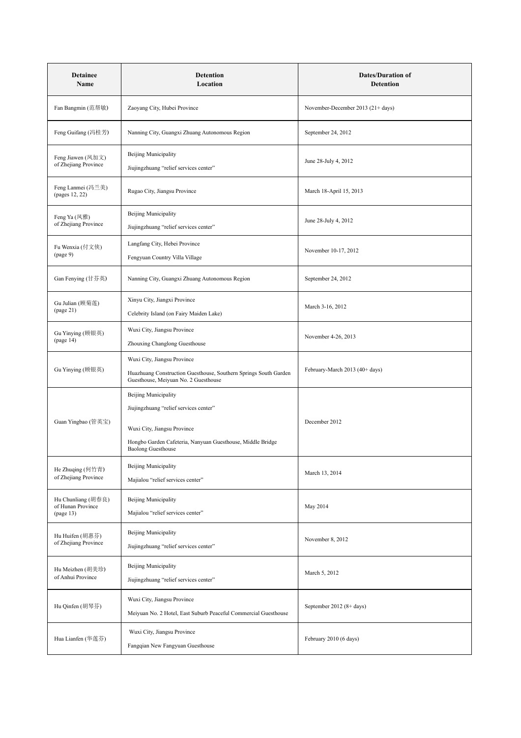| Detainee Name | Detention Location | Dates/Duration of Detention |
| --- | --- | --- |
| Fan Bangmin (范帮敏) | Zaoyang City, Hubei Province | November-December 2013 (21+ days) |
| Feng Guifang (冯桂芳) | Nanning City, Guangxi Zhuang Autonomous Region | September 24, 2012 |
| Feng Jiawen (凤加文) of Zhejiang Province | Beijing Municipality<br>Jiujingzhuang "relief services center" | June 28-July 4, 2012 |
| Feng Lanmei (冯兰美) (pages 12, 22) | Rugao City, Jiangsu Province | March 18-April 15, 2013 |
| Feng Ya (凤雅) of Zhejiang Province | Beijing Municipality<br>Jiujingzhuang "relief services center" | June 28-July 4, 2012 |
| Fu Wenxia (付文侠) (page 9) | Langfang City, Hebei Province<br>Fengyuan Country Villa Village | November 10-17, 2012 |
| Gan Fenying (甘芬英) | Nanning City, Guangxi Zhuang Autonomous Region | September 24, 2012 |
| Gu Julian (顾菊莲) (page 21) | Xinyu City, Jiangxi Province<br>Celebrity Island (on Fairy Maiden Lake) | March 3-16, 2012 |
| Gu Yinying (顾银英) (page 14) | Wuxi City, Jiangsu Province<br>Zhouxing Changlong Guesthouse | November 4-26, 2013 |
| Gu Yinying (顾银英) | Wuxi City, Jiangsu Province<br>Huazhuang Construction Guesthouse, Southern Springs South Garden Guesthouse, Meiyuan No. 2 Guesthouse | February-March 2013 (40+ days) |
| Guan Yingbao (管英宝) | Beijing Municipality<br>Jiujingzhuang "relief services center"<br>Wuxi City, Jiangsu Province<br>Hongbo Garden Cafeteria, Nanyuan Guesthouse, Middle Bridge Baolong Guesthouse | December 2012 |
| He Zhuqing (何竹青) of Zhejiang Province | Beijing Municipality<br>Majialou "relief services center" | March 13, 2014 |
| Hu Chunliang (胡春良) of Hunan Province (page 13) | Beijing Municipality<br>Majialou "relief services center" | May 2014 |
| Hu Huifen (胡惠芬) of Zhejiang Province | Beijing Municipality<br>Jiujingzhuang "relief services center" | November 8, 2012 |
| Hu Meizhen (胡美珍) of Anhui Province | Beijing Municipality<br>Jiujingzhuang "relief services center" | March 5, 2012 |
| Hu Qinfen (胡琴芬) | Wuxi City, Jiangsu Province<br>Meiyuan No. 2 Hotel, East Suburb Peaceful Commercial Guesthouse | September 2012 (8+ days) |
| Hua Lianfen (华莲芬) | Wuxi City, Jiangsu Province<br>Fangqian New Fangyuan Guesthouse | February 2010 (6 days) |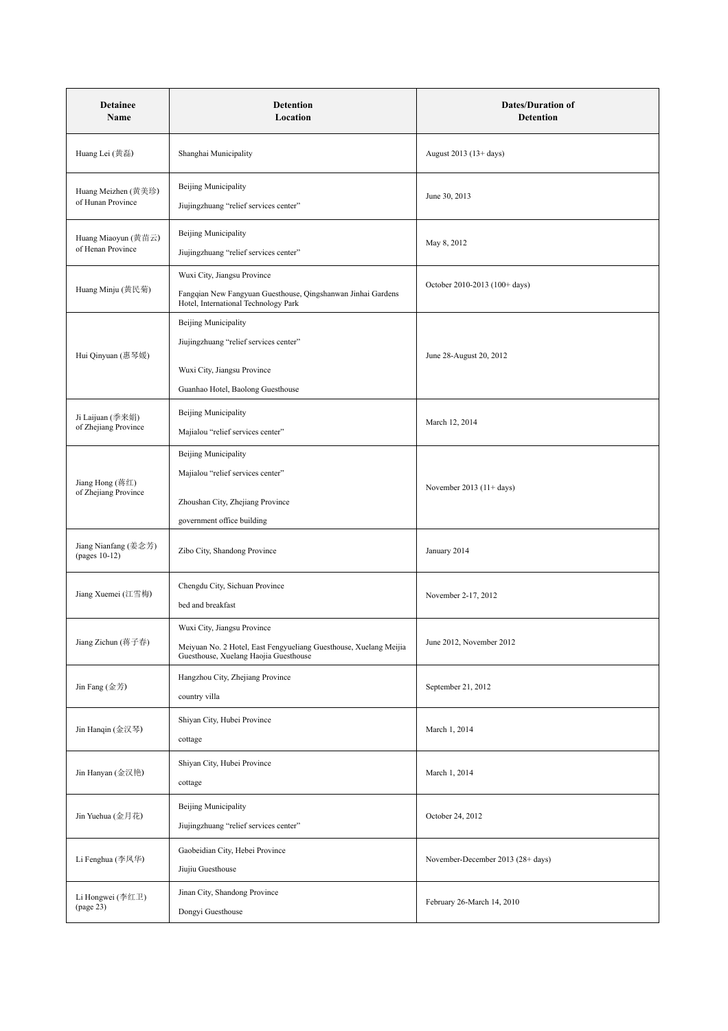| Detainee Name | Detention Location | Dates/Duration of Detention |
|---|---|---|
| Huang Lei (黄磊) | Shanghai Municipality | August 2013 (13+ days) |
| Huang Meizhen (黄美珍) of Hunan Province | Beijing Municipality<br>Jiujingzhuang "relief services center" | June 30, 2013 |
| Huang Miaoyun (黄苗云) of Henan Province | Beijing Municipality<br>Jiujingzhuang "relief services center" | May 8, 2012 |
| Huang Minju (黄民菊) | Wuxi City, Jiangsu Province<br>Fangqian New Fangyuan Guesthouse, Qingshanwan Jinhai Gardens Hotel, International Technology Park | October 2010-2013 (100+ days) |
| Hui Qinyuan (惠琴媛) | Beijing Municipality<br>Jiujingzhuang "relief services center"<br>Wuxi City, Jiangsu Province<br>Guanhao Hotel, Baolong Guesthouse | June 28-August 20, 2012 |
| Ji Laijuan (季来娟) of Zhejiang Province | Beijing Municipality<br>Majialou "relief services center" | March 12, 2014 |
| Jiang Hong (蒋红) of Zhejiang Province | Beijing Municipality<br>Majialou "relief services center"<br>Zhoushan City, Zhejiang Province<br>government office building | November 2013 (11+ days) |
| Jiang Nianfang (姜念芳) (pages 10-12) | Zibo City, Shandong Province | January 2014 |
| Jiang Xuemei (江雪梅) | Chengdu City, Sichuan Province<br>bed and breakfast | November 2-17, 2012 |
| Jiang Zichun (蒋子春) | Wuxi City, Jiangsu Province<br>Meiyuan No. 2 Hotel, East Fengyueliang Guesthouse, Xuelang Meijia Guesthouse, Xuelang Haojia Guesthouse | June 2012, November 2012 |
| Jin Fang (金芳) | Hangzhou City, Zhejiang Province<br>country villa | September 21, 2012 |
| Jin Hanqin (金汉琴) | Shiyan City, Hubei Province<br>cottage | March 1, 2014 |
| Jin Hanyan (金汉艳) | Shiyan City, Hubei Province<br>cottage | March 1, 2014 |
| Jin Yuehua (金月花) | Beijing Municipality<br>Jiujingzhuang "relief services center" | October 24, 2012 |
| Li Fenghua (李凤华) | Gaobeidian City, Hebei Province<br>Jiujiu Guesthouse | November-December 2013 (28+ days) |
| Li Hongwei (李红卫) (page 23) | Jinan City, Shandong Province<br>Dongyi Guesthouse | February 26-March 14, 2010 |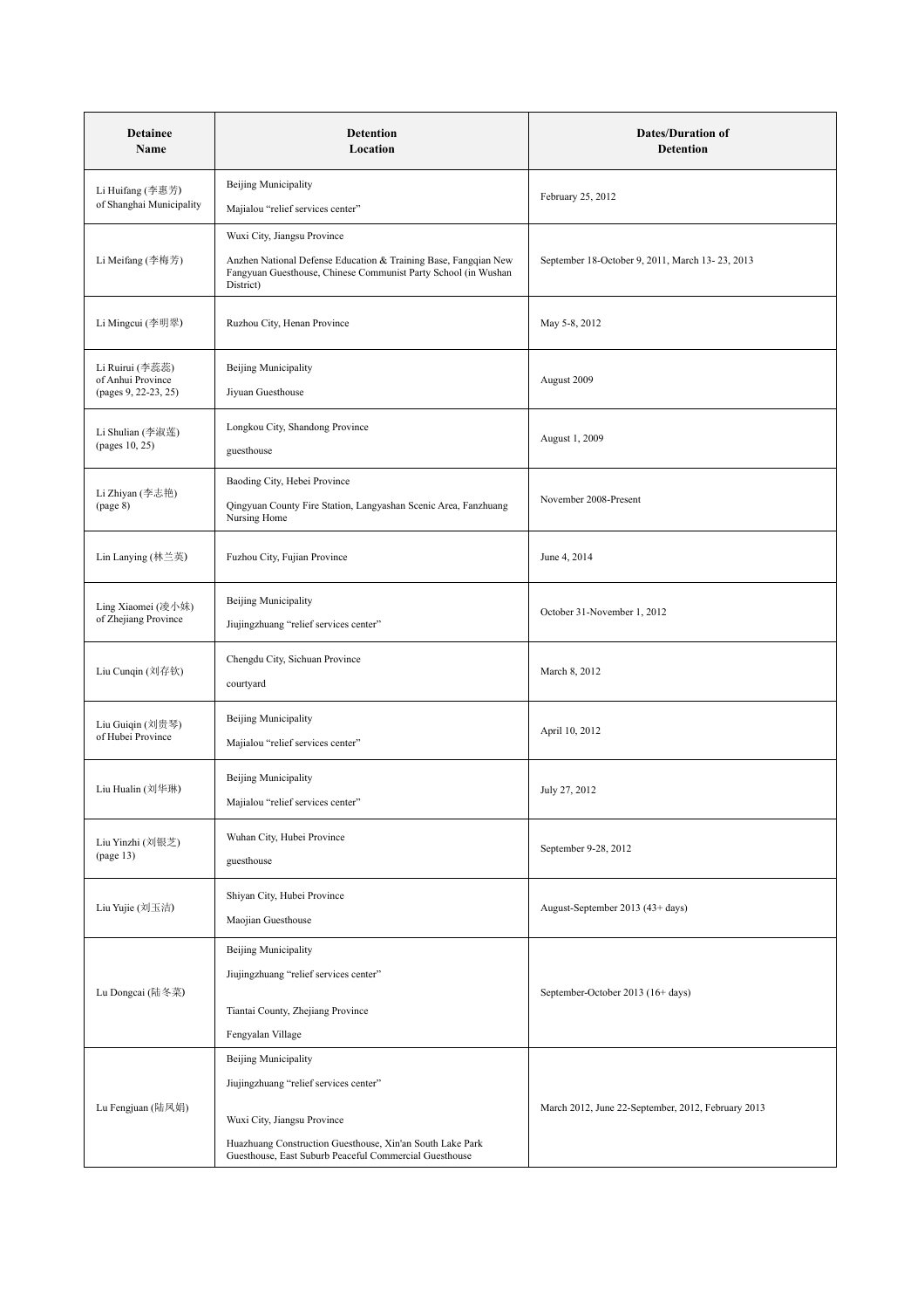| Detainee Name | Detention Location | Dates/Duration of Detention |
|---|---|---|
| Li Huifang (李惠芳) of Shanghai Municipality | Beijing Municipality<br>Majialou "relief services center" | February 25, 2012 |
| Li Meifang (李梅芳) | Wuxi City, Jiangsu Province<br>Anzhen National Defense Education & Training Base, Fangqian New Fangyuan Guesthouse, Chinese Communist Party School (in Wushan District) | September 18-October 9, 2011, March 13- 23, 2013 |
| Li Mingcui (李明翠) | Ruzhou City, Henan Province | May 5-8, 2012 |
| Li Ruirui (李蕊蕊) of Anhui Province (pages 9, 22-23, 25) | Beijing Municipality<br>Jiyuan Guesthouse | August 2009 |
| Li Shulian (李淑莲) (pages 10, 25) | Longkou City, Shandong Province<br>guesthouse | August 1, 2009 |
| Li Zhiyan (李志艳) (page 8) | Baoding City, Hebei Province<br>Qingyuan County Fire Station, Langyashan Scenic Area, Fanzhuang Nursing Home | November 2008-Present |
| Lin Lanying (林兰英) | Fuzhou City, Fujian Province | June 4, 2014 |
| Ling Xiaomei (凌小妹) of Zhejiang Province | Beijing Municipality<br>Jiujingzhuang "relief services center" | October 31-November 1, 2012 |
| Liu Cunqin (刘存钦) | Chengdu City, Sichuan Province<br>courtyard | March 8, 2012 |
| Liu Guiqin (刘贵琴) of Hubei Province | Beijing Municipality<br>Majialou "relief services center" | April 10, 2012 |
| Liu Hualin (刘华琳) | Beijing Municipality<br>Majialou "relief services center" | July 27, 2012 |
| Liu Yinzhi (刘银芝) (page 13) | Wuhan City, Hubei Province<br>guesthouse | September 9-28, 2012 |
| Liu Yujie (刘玉洁) | Shiyan City, Hubei Province<br>Maojian Guesthouse | August-September 2013 (43+ days) |
| Lu Dongcai (陆冬菜) | Beijing Municipality<br>Jiujingzhuang "relief services center"<br>Tiantai County, Zhejiang Province<br>Fengyalan Village | September-October 2013 (16+ days) |
| Lu Fengjuan (陆凤娟) | Beijing Municipality<br>Jiujingzhuang "relief services center"<br>Wuxi City, Jiangsu Province<br>Huazhuang Construction Guesthouse, Xin'an South Lake Park Guesthouse, East Suburb Peaceful Commercial Guesthouse | March 2012, June 22-September, 2012, February 2013 |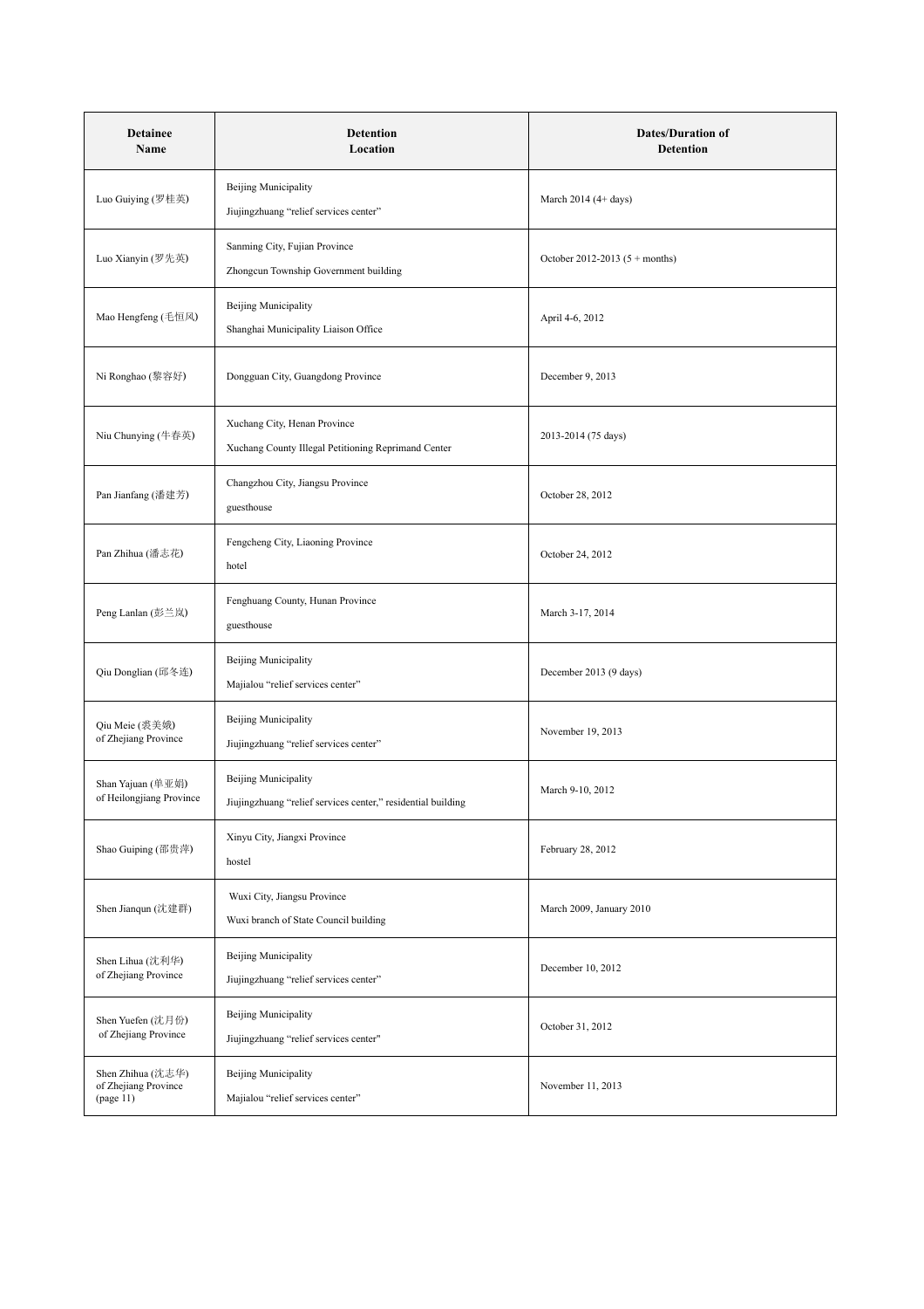| Detainee Name | Detention Location | Dates/Duration of Detention |
|---|---|---|
| Luo Guiying (罗桂英) | Beijing Municipality<br>Jiujingzhuang "relief services center" | March 2014 (4+ days) |
| Luo Xianyin (罗先英) | Sanming City, Fujian Province<br>Zhongcun Township Government building | October 2012-2013 (5 + months) |
| Mao Hengfeng (毛恒凤) | Beijing Municipality<br>Shanghai Municipality Liaison Office | April 4-6, 2012 |
| Ni Ronghao (黎容好) | Dongguan City, Guangdong Province | December 9, 2013 |
| Niu Chunying (牛春英) | Xuchang City, Henan Province<br>Xuchang County Illegal Petitioning Reprimand Center | 2013-2014 (75 days) |
| Pan Jianfang (潘建芳) | Changzhou City, Jiangsu Province<br>guesthouse | October 28, 2012 |
| Pan Zhihua (潘志花) | Fengcheng City, Liaoning Province<br>hotel | October 24, 2012 |
| Peng Lanlan (彭兰岚) | Fenghuang County, Hunan Province<br>guesthouse | March 3-17, 2014 |
| Qiu Donglian (邱冬连) | Beijing Municipality<br>Majialou "relief services center" | December 2013 (9 days) |
| Qiu Meie (裘美娥) of Zhejiang Province | Beijing Municipality<br>Jiujingzhuang "relief services center" | November 19, 2013 |
| Shan Yajuan (单亚娟) of Heilongjiang Province | Beijing Municipality<br>Jiujingzhuang "relief services center," residential building | March 9-10, 2012 |
| Shao Guiping (邵贵萍) | Xinyu City, Jiangxi Province<br>hostel | February 28, 2012 |
| Shen Jianqun (沈建群) | Wuxi City, Jiangsu Province<br>Wuxi branch of State Council building | March 2009, January 2010 |
| Shen Lihua (沈利华) of Zhejiang Province | Beijing Municipality<br>Jiujingzhuang "relief services center" | December 10, 2012 |
| Shen Yuefen (沈月份) of Zhejiang Province | Beijing Municipality<br>Jiujingzhuang "relief services center" | October 31, 2012 |
| Shen Zhihua (沈志华) of Zhejiang Province (page 11) | Beijing Municipality<br>Majialou "relief services center" | November 11, 2013 |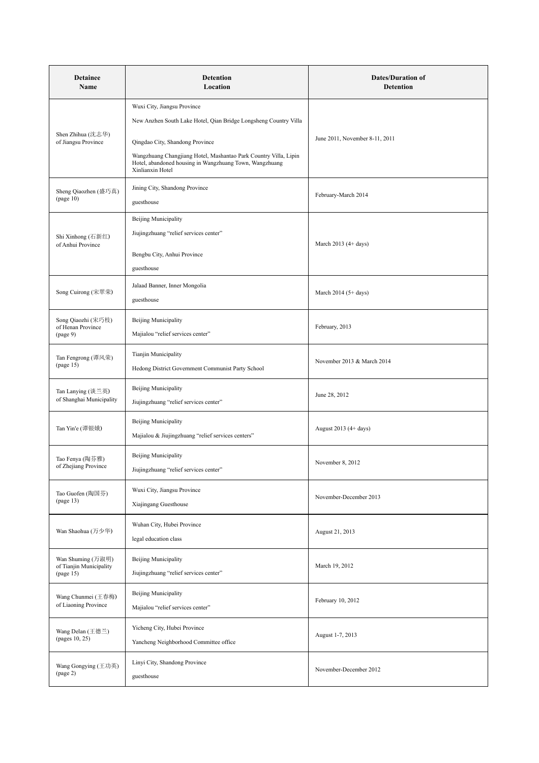| Detainee Name | Detention Location | Dates/Duration of Detention |
|---|---|---|
| Shen Zhihua (沈志华) of Jiangsu Province | Wuxi City, Jiangsu Province<br>New Anzhen South Lake Hotel, Qian Bridge Longsheng Country Villa<br>Qingdao City, Shandong Province<br>Wangzhuang Changjiang Hotel, Mashantao Park Country Villa, Lipin Hotel, abandoned housing in Wangzhuang Town, Wangzhuang Xinlianxin Hotel | June 2011, November 8-11, 2011 |
| Sheng Qiaozhen (盛巧真) (page 10) | Jining City, Shandong Province<br>guesthouse | February-March 2014 |
| Shi Xinhong (石新红) of Anhui Province | Beijing Municipality<br>Jiujingzhuang "relief services center"<br>Bengbu City, Anhui Province<br>guesthouse | March 2013 (4+ days) |
| Song Cuirong (宋翠荣) | Jalaad Banner, Inner Mongolia<br>guesthouse | March 2014 (5+ days) |
| Song Qiaozhi (宋巧枝) of Henan Province (page 9) | Beijing Municipality<br>Majialou "relief services center" | February, 2013 |
| Tan Fengrong (谭风荣) (page 15) | Tianjin Municipality<br>Hedong District Government Communist Party School | November 2013 & March 2014 |
| Tan Lanying (谈兰英) of Shanghai Municipality | Beijing Municipality<br>Jiujingzhuang "relief services center" | June 28, 2012 |
| Tan Yin'e (谭银娥) | Beijing Municipality<br>Majialou & Jiujingzhuang "relief services centers" | August 2013 (4+ days) |
| Tao Fenya (陶芬雅) of Zhejiang Province | Beijing Municipality<br>Jiujingzhuang "relief services center" | November 8, 2012 |
| Tao Guofen (陶国芬) (page 13) | Wuxi City, Jiangsu Province<br>Xiajingang Guesthouse | November-December 2013 |
| Wan Shaohua (万少华) | Wuhan City, Hubei Province<br>legal education class | August 21, 2013 |
| Wan Shuming (万淑明) of Tianjin Municipality (page 15) | Beijing Municipality<br>Jiujingzhuang "relief services center" | March 19, 2012 |
| Wang Chunmei (王春梅) of Liaoning Province | Beijing Municipality<br>Majialou "relief services center" | February 10, 2012 |
| Wang Delan (王德兰) (pages 10, 25) | Yicheng City, Hubei Province<br>Yancheng Neighborhood Committee office | August 1-7, 2013 |
| Wang Gongying (王功英) (page 2) | Linyi City, Shandong Province<br>guesthouse | November-December 2012 |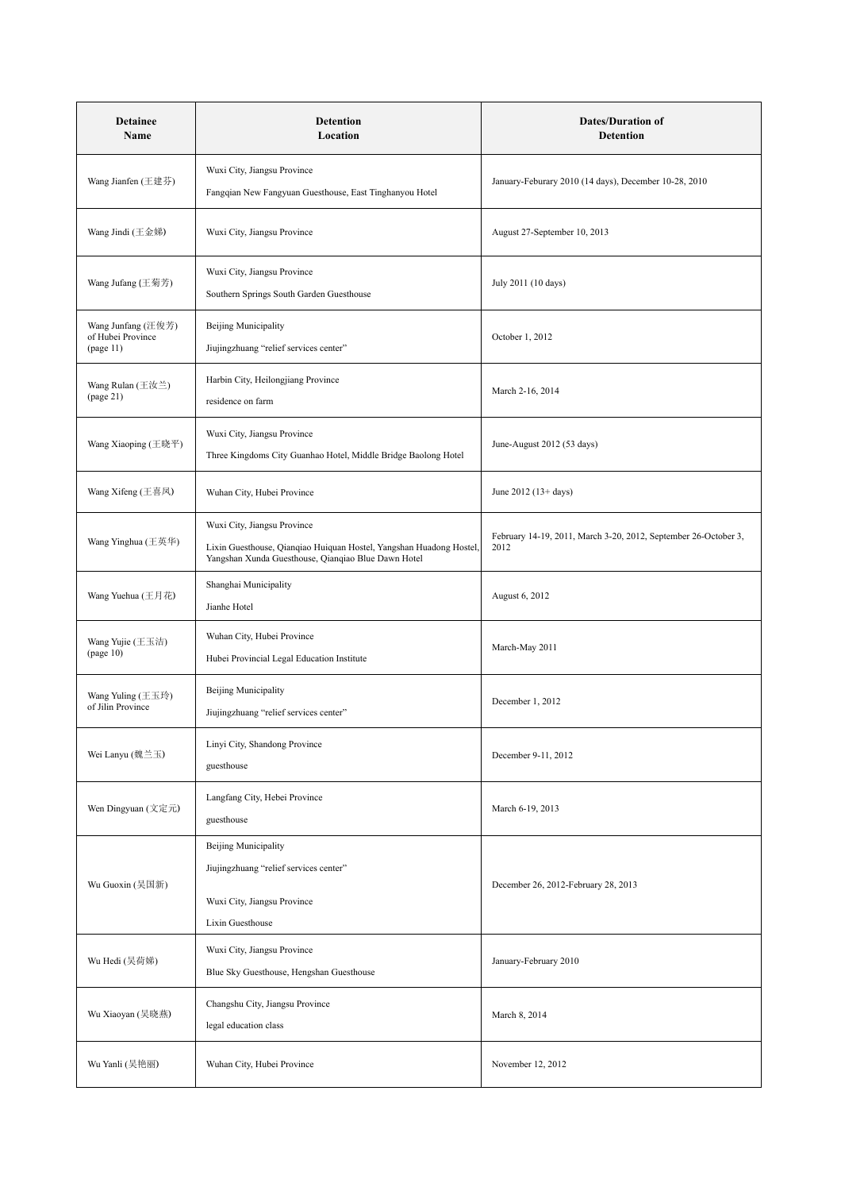| Detainee Name | Detention Location | Dates/Duration of Detention |
|---|---|---|
| Wang Jianfen (王建芬) | Wuxi City, Jiangsu Province<br>Fangqian New Fangyuan Guesthouse, East Tinghanyou Hotel | January-Feburary 2010 (14 days), December 10-28, 2010 |
| Wang Jindi (王金娣) | Wuxi City, Jiangsu Province | August 27-September 10, 2013 |
| Wang Jufang (王菊芳) | Wuxi City, Jiangsu Province<br>Southern Springs South Garden Guesthouse | July 2011 (10 days) |
| Wang Junfang (汪俊芳) of Hubei Province (page 11) | Beijing Municipality<br>Jiujingzhuang "relief services center" | October 1, 2012 |
| Wang Rulan (王汝兰) (page 21) | Harbin City, Heilongjiang Province<br>residence on farm | March 2-16, 2014 |
| Wang Xiaoping (王晓平) | Wuxi City, Jiangsu Province<br>Three Kingdoms City Guanhao Hotel, Middle Bridge Baolong Hotel | June-August 2012 (53 days) |
| Wang Xifeng (王喜凤) | Wuhan City, Hubei Province | June 2012 (13+ days) |
| Wang Yinghua (王英华) | Wuxi City, Jiangsu Province<br>Lixin Guesthouse, Qianqiao Huiquan Hostel, Yangshan Huadong Hostel, Yangshan Xunda Guesthouse, Qianqiao Blue Dawn Hotel | February 14-19, 2011, March 3-20, 2012, September 26-October 3, 2012 |
| Wang Yuehua (王月花) | Shanghai Municipality<br>Jianhe Hotel | August 6, 2012 |
| Wang Yujie (王玉洁) (page 10) | Wuhan City, Hubei Province<br>Hubei Provincial Legal Education Institute | March-May 2011 |
| Wang Yuling (王玉玲) of Jilin Province | Beijing Municipality<br>Jiujingzhuang "relief services center" | December 1, 2012 |
| Wei Lanyu (魏兰玉) | Linyi City, Shandong Province<br>guesthouse | December 9-11, 2012 |
| Wen Dingyuan (文定元) | Langfang City, Hebei Province<br>guesthouse | March 6-19, 2013 |
| Wu Guoxin (吴国新) | Beijing Municipality<br>Jiujingzhuang "relief services center"<br><br>Wuxi City, Jiangsu Province<br>Lixin Guesthouse | December 26, 2012-February 28, 2013 |
| Wu Hedi (吴荷娣) | Wuxi City, Jiangsu Province<br>Blue Sky Guesthouse, Hengshan Guesthouse | January-February 2010 |
| Wu Xiaoyan (吴晓燕) | Changshu City, Jiangsu Province<br>legal education class | March 8, 2014 |
| Wu Yanli (吴艳丽) | Wuhan City, Hubei Province | November 12, 2012 |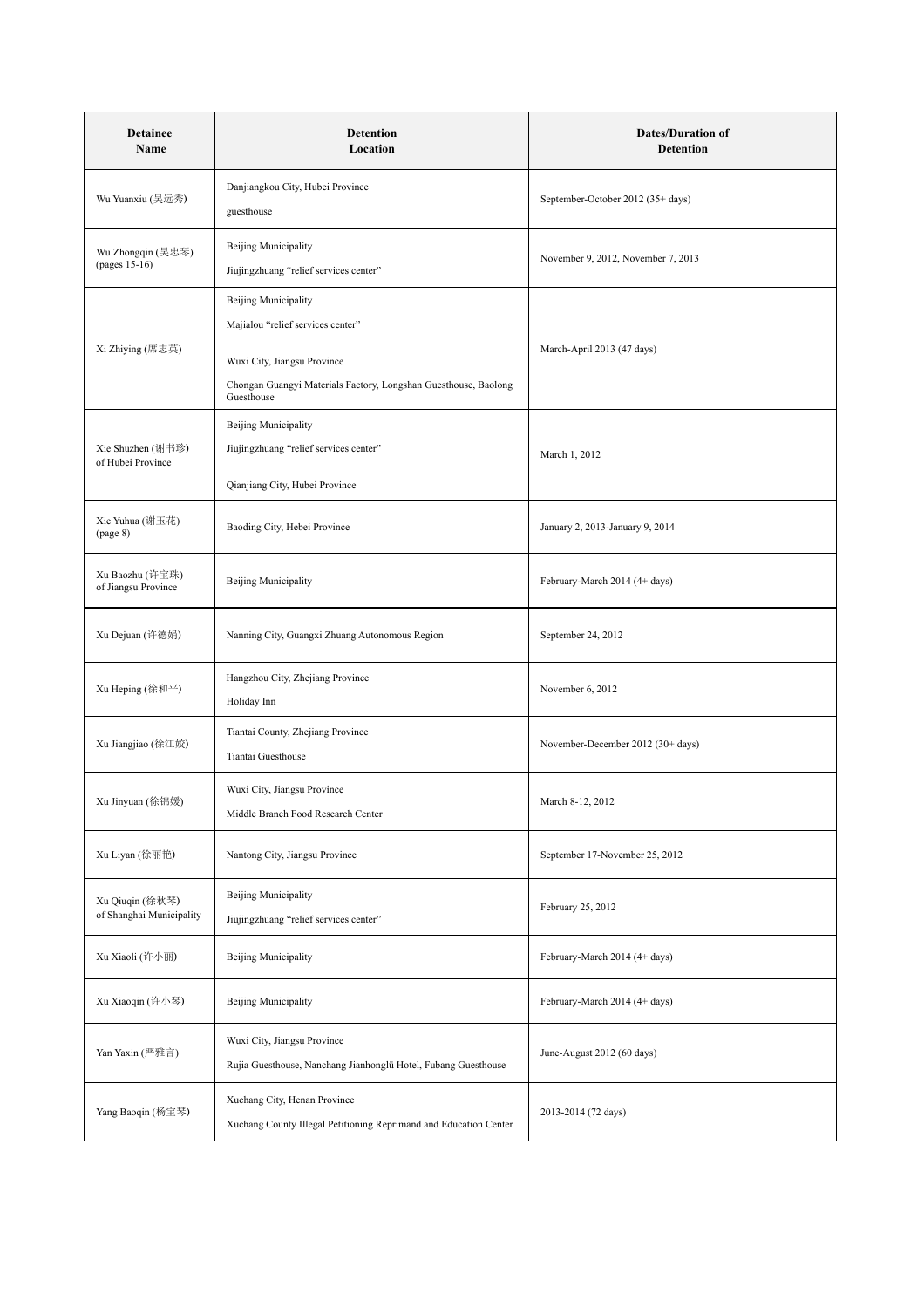| Detainee Name | Detention Location | Dates/Duration of Detention |
|---|---|---|
| Wu Yuanxiu (吴远秀) | Danjiangkou City, Hubei Province<br>guesthouse | September-October 2012 (35+ days) |
| Wu Zhongqin (吴忠琴) (pages 15-16) | Beijing Municipality<br>Jiujingzhuang "relief services center" | November 9, 2012, November 7, 2013 |
| Xi Zhiying (席志英) | Beijing Municipality<br>Majialou "relief services center"<br><br>Wuxi City, Jiangsu Province<br>Chongan Guangyi Materials Factory, Longshan Guesthouse, Baolong Guesthouse | March-April 2013 (47 days) |
| Xie Shuzhen (谢书珍) of Hubei Province | Beijing Municipality<br>Jiujingzhuang "relief services center"<br><br>Qianjiang City, Hubei Province | March 1, 2012 |
| Xie Yuhua (谢玉花) (page 8) | Baoding City, Hebei Province | January 2, 2013-January 9, 2014 |
| Xu Baozhu (许宝珠) of Jiangsu Province | Beijing Municipality | February-March 2014 (4+ days) |
| Xu Dejuan (许德娟) | Nanning City, Guangxi Zhuang Autonomous Region | September 24, 2012 |
| Xu Heping (徐和平) | Hangzhou City, Zhejiang Province<br>Holiday Inn | November 6, 2012 |
| Xu Jiangjiao (徐江姣) | Tiantai County, Zhejiang Province<br>Tiantai Guesthouse | November-December 2012 (30+ days) |
| Xu Jinyuan (徐锦媛) | Wuxi City, Jiangsu Province<br>Middle Branch Food Research Center | March 8-12, 2012 |
| Xu Liyan (徐丽艳) | Nantong City, Jiangsu Province | September 17-November 25, 2012 |
| Xu Qiuqin (徐秋琴) of Shanghai Municipality | Beijing Municipality<br>Jiujingzhuang "relief services center" | February 25, 2012 |
| Xu Xiaoli (许小丽) | Beijing Municipality | February-March 2014 (4+ days) |
| Xu Xiaoqin (许小琴) | Beijing Municipality | February-March 2014 (4+ days) |
| Yan Yaxin (严雅言) | Wuxi City, Jiangsu Province<br>Rujia Guesthouse, Nanchang Jianhonglü Hotel, Fubang Guesthouse | June-August 2012 (60 days) |
| Yang Baoqin (杨宝琴) | Xuchang City, Henan Province<br>Xuchang County Illegal Petitioning Reprimand and Education Center | 2013-2014 (72 days) |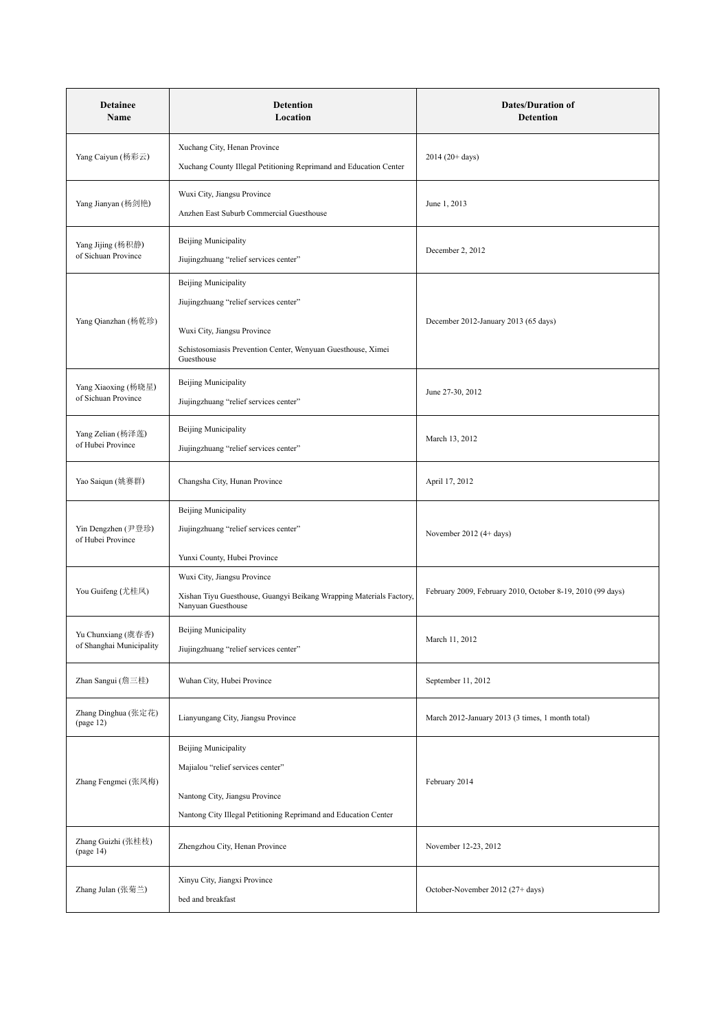| Detainee Name | Detention Location | Dates/Duration of Detention |
|---|---|---|
| Yang Caiyun (杨彩云) | Xuchang City, Henan Province<br>Xuchang County Illegal Petitioning Reprimand and Education Center | 2014 (20+ days) |
| Yang Jianyan (杨剑艳) | Wuxi City, Jiangsu Province<br>Anzhen East Suburb Commercial Guesthouse | June 1, 2013 |
| Yang Jijing (杨积静) of Sichuan Province | Beijing Municipality<br>Jiujingzhuang "relief services center" | December 2, 2012 |
| Yang Qianzhan (杨乾珍) | Beijing Municipality<br>Jiujingzhuang "relief services center"<br>Wuxi City, Jiangsu Province<br>Schistosomiasis Prevention Center, Wenyuan Guesthouse, Ximei Guesthouse | December 2012-January 2013 (65 days) |
| Yang Xiaoxing (杨晓星) of Sichuan Province | Beijing Municipality<br>Jiujingzhuang "relief services center" | June 27-30, 2012 |
| Yang Zelian (杨泽莲) of Hubei Province | Beijing Municipality<br>Jiujingzhuang "relief services center" | March 13, 2012 |
| Yao Saiqun (姚赛群) | Changsha City, Hunan Province | April 17, 2012 |
| Yin Dengzhen (尹登珍) of Hubei Province | Beijing Municipality<br>Jiujingzhuang "relief services center"<br>Yunxi County, Hubei Province | November 2012 (4+ days) |
| You Guifeng (尤桂凤) | Wuxi City, Jiangsu Province<br>Xishan Tiyu Guesthouse, Guangyi Beikang Wrapping Materials Factory, Nanyuan Guesthouse | February 2009, February 2010, October 8-19, 2010 (99 days) |
| Yu Chunxiang (虞春香) of Shanghai Municipality | Beijing Municipality<br>Jiujingzhuang "relief services center" | March 11, 2012 |
| Zhan Sangui (詹三桂) | Wuhan City, Hubei Province | September 11, 2012 |
| Zhang Dinghua (张定花) (page 12) | Lianyungang City, Jiangsu Province | March 2012-January 2013 (3 times, 1 month total) |
| Zhang Fengmei (张凤梅) | Beijing Municipality<br>Majialou "relief services center"<br>Nantong City, Jiangsu Province<br>Nantong City Illegal Petitioning Reprimand and Education Center | February 2014 |
| Zhang Guizhi (张桂枝) (page 14) | Zhengzhou City, Henan Province | November 12-23, 2012 |
| Zhang Julan (张菊兰) | Xinyu City, Jiangxi Province<br>bed and breakfast | October-November 2012 (27+ days) |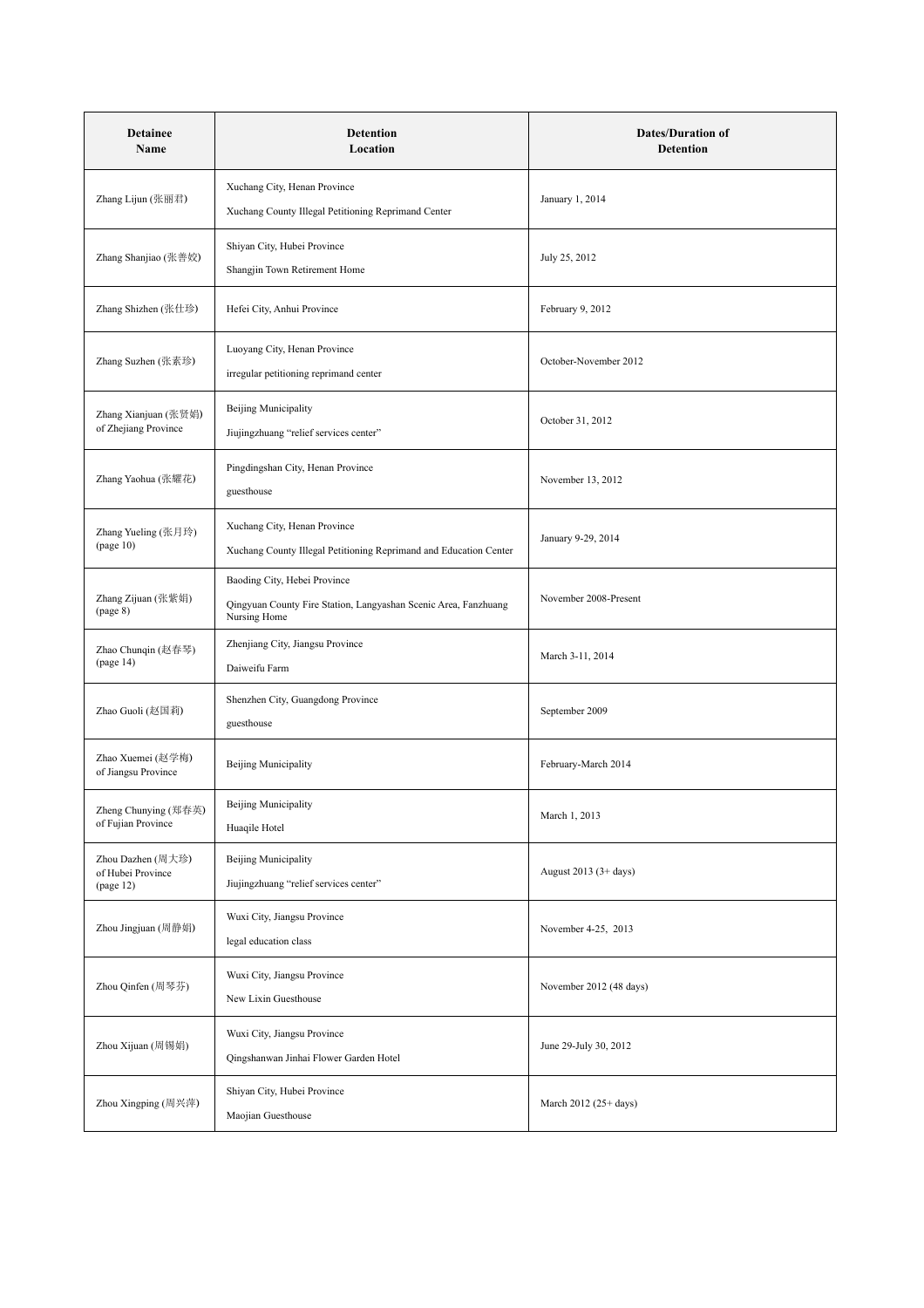| Detainee Name | Detention Location | Dates/Duration of Detention |
|---|---|---|
| Zhang Lijun (张丽君) | Xuchang City, Henan Province<br>Xuchang County Illegal Petitioning Reprimand Center | January 1, 2014 |
| Zhang Shanjiao (张善姣) | Shiyan City, Hubei Province<br>Shangjin Town Retirement Home | July 25, 2012 |
| Zhang Shizhen (张仕珍) | Hefei City, Anhui Province | February 9, 2012 |
| Zhang Suzhen (张素珍) | Luoyang City, Henan Province<br>irregular petitioning reprimand center | October-November 2012 |
| Zhang Xianjuan (张贤娟) of Zhejiang Province | Beijing Municipality<br>Jiujingzhuang "relief services center" | October 31, 2012 |
| Zhang Yaohua (张耀花) | Pingdingshan City, Henan Province<br>guesthouse | November 13, 2012 |
| Zhang Yueling (张月玲) (page 10) | Xuchang City, Henan Province<br>Xuchang County Illegal Petitioning Reprimand and Education Center | January 9-29, 2014 |
| Zhang Zijuan (张紫娟) (page 8) | Baoding City, Hebei Province<br>Qingyuan County Fire Station, Langyashan Scenic Area, Fanzhuang Nursing Home | November 2008-Present |
| Zhao Chunqin (赵春琴) (page 14) | Zhenjiang City, Jiangsu Province<br>Daiweifu Farm | March 3-11, 2014 |
| Zhao Guoli (赵国莉) | Shenzhen City, Guangdong Province<br>guesthouse | September 2009 |
| Zhao Xuemei (赵学梅) of Jiangsu Province | Beijing Municipality | February-March 2014 |
| Zheng Chunying (郑春英) of Fujian Province | Beijing Municipality<br>Huaqile Hotel | March 1, 2013 |
| Zhou Dazhen (周大珍) of Hubei Province (page 12) | Beijing Municipality<br>Jiujingzhuang "relief services center" | August 2013 (3+ days) |
| Zhou Jingjuan (周静娟) | Wuxi City, Jiangsu Province<br>legal education class | November 4-25, 2013 |
| Zhou Qinfen (周琴芬) | Wuxi City, Jiangsu Province<br>New Lixin Guesthouse | November 2012 (48 days) |
| Zhou Xijuan (周锡娟) | Wuxi City, Jiangsu Province<br>Qingshanwan Jinhai Flower Garden Hotel | June 29-July 30, 2012 |
| Zhou Xingping (周兴萍) | Shiyan City, Hubei Province<br>Maojian Guesthouse | March 2012 (25+ days) |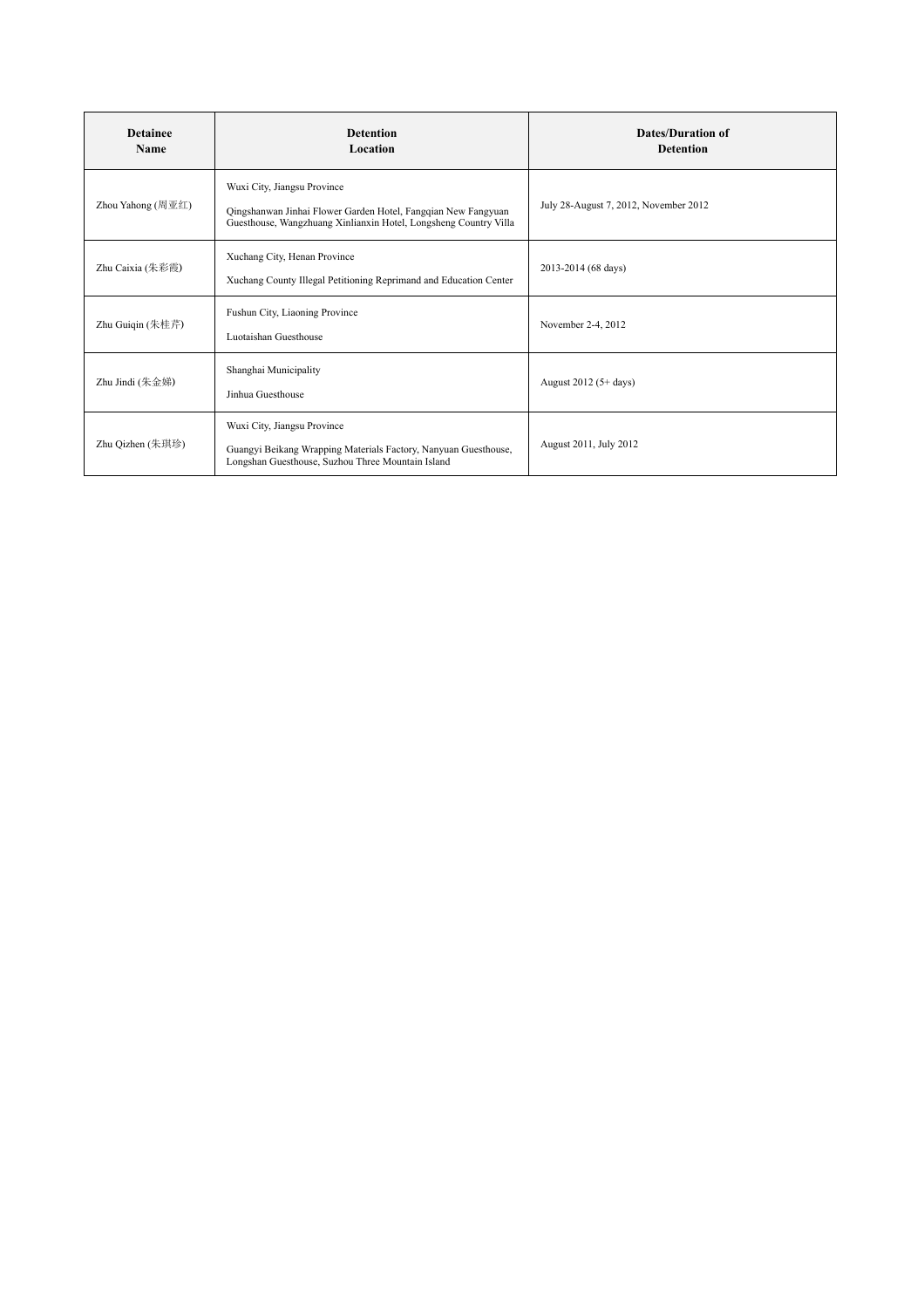| Detainee Name | Detention Location | Dates/Duration of Detention |
|---|---|---|
| Zhou Yahong (周亚红) | Wuxi City, Jiangsu Province<br><br>Qingshanwan Jinhai Flower Garden Hotel, Fangqian New Fangyuan Guesthouse, Wangzhuang Xinlianxin Hotel, Longsheng Country Villa | July 28-August 7, 2012, November 2012 |
| Zhu Caixia (朱彩霞) | Xuchang City, Henan Province<br><br>Xuchang County Illegal Petitioning Reprimand and Education Center | 2013-2014 (68 days) |
| Zhu Guiqin (朱桂芹) | Fushun City, Liaoning Province<br><br>Luotaishan Guesthouse | November 2-4, 2012 |
| Zhu Jindi (朱金娣) | Shanghai Municipality<br><br>Jinhua Guesthouse | August 2012 (5+ days) |
| Zhu Qizhen (朱琪珍) | Wuxi City, Jiangsu Province<br><br>Guangyi Beikang Wrapping Materials Factory, Nanyuan Guesthouse, Longshan Guesthouse, Suzhou Three Mountain Island | August 2011, July 2012 |